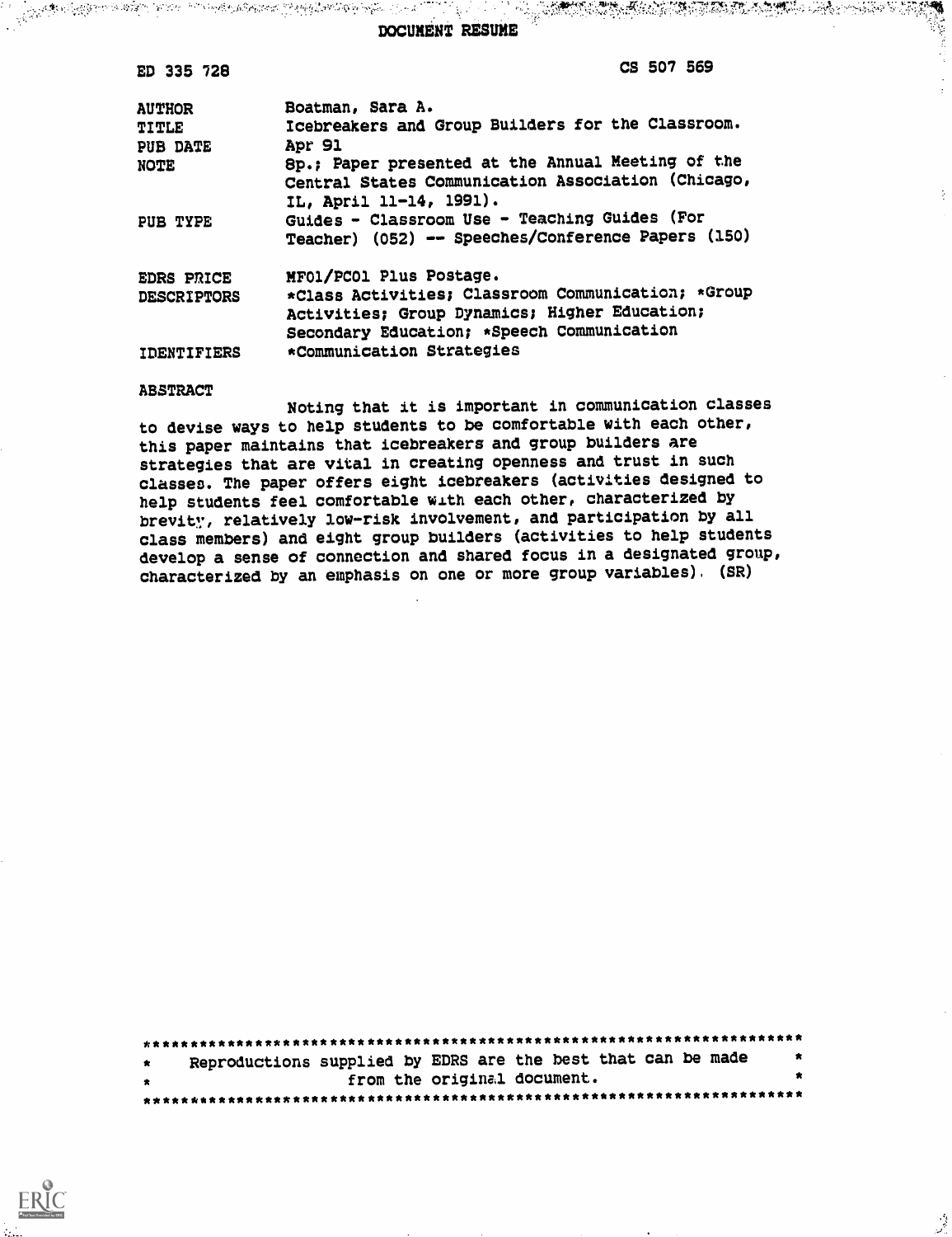# DOCUMENT RESUME

| | |
|---|---|
| ED 335 728 | CS 507 569 |
| AUTHOR | Boatman, Sara A. |
| TITLE | Icebreakers and Group Builders for the Classroom. |
| PUB DATE | Apr 91 |
| NOTE | 8p.; Paper presented at the Annual Meeting of the Central States Communication Association (Chicago, IL, April 11-14, 1991). |
| PUB TYPE | Guides - Classroom Use - Teaching Guides (For Teacher) (052) -- Speeches/Conference Papers (150) |
| EDRS PRICE | MF01/PC01 Plus Postage. |
| DESCRIPTORS | *Class Activities; Classroom Communication; *Group Activities; Group Dynamics; Higher Education; Secondary Education; *Speech Communication |
| IDENTIFIERS | *Communication Strategies |

## ABSTRACT

Noting that it is important in communication classes to devise ways to help students to be comfortable with each other, this paper maintains that icebreakers and group builders are strategies that are vital in creating openness and trust in such classes. The paper offers eight icebreakers (activities designed to help students feel comfortable with each other, characterized by brevity, relatively low-risk involvement, and participation by all class members) and eight group builders (activities to help students develop a sense of connection and shared focus in a designated group, characterized by an emphasis on one or more group variables). (SR)

---

Reproductions supplied by EDRS are the best that can be made from the original document.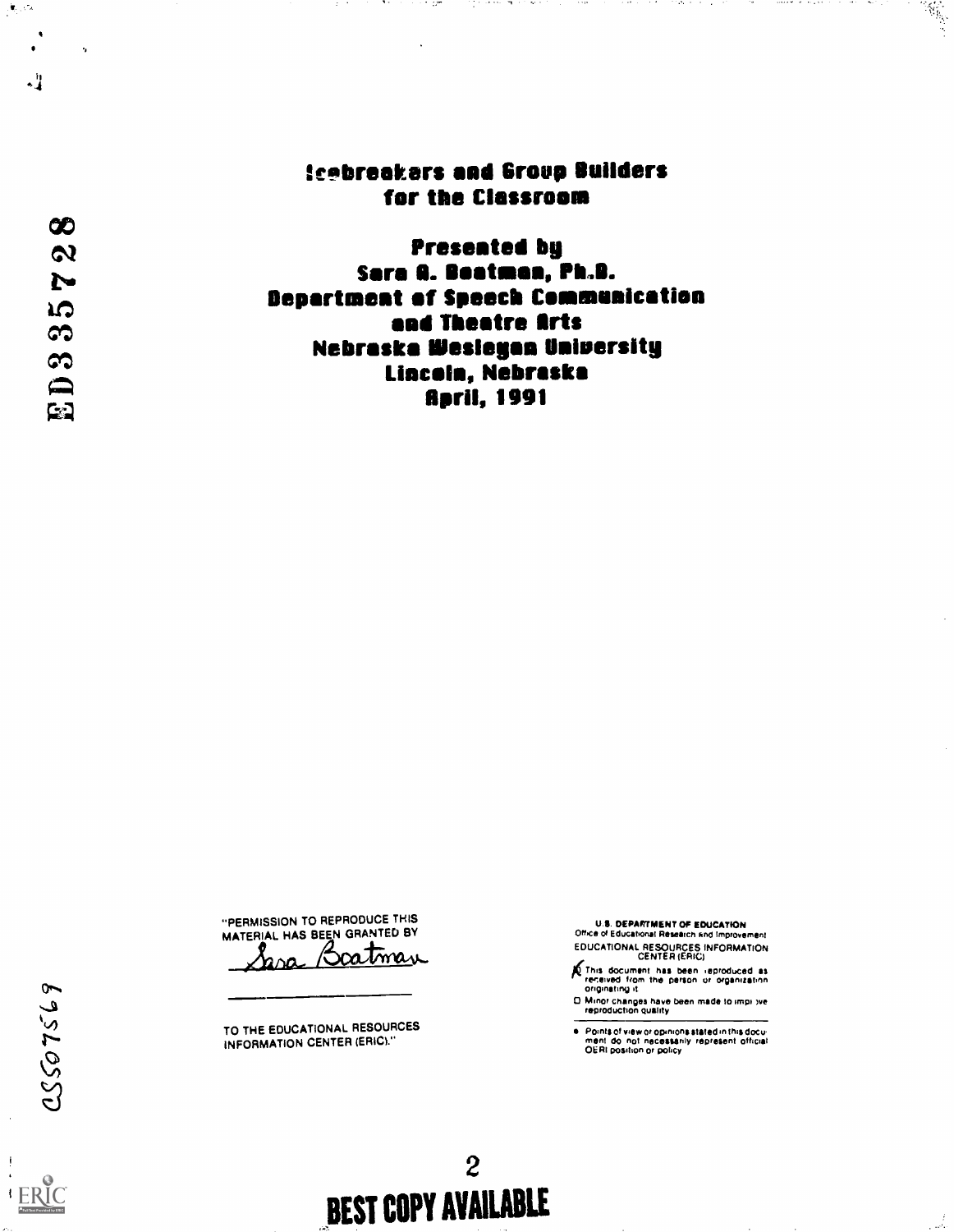# Icebreakers and Group Builders for the Classroom

**Presented by**
**Sara A. Boatman, Ph.D.**
**Department of Speech Communication and Theatre Arts**
**Nebraska Wesleyan University**
**Lincoln, Nebraska**
**April, 1991**

"PERMISSION TO REPRODUCE THIS MATERIAL HAS BEEN GRANTED BY

Sara Boatman

TO THE EDUCATIONAL RESOURCES INFORMATION CENTER (ERIC)."

U.S. DEPARTMENT OF EDUCATION
Office of Educational Research and Improvement
EDUCATIONAL RESOURCES INFORMATION CENTER (ERIC)

- This document has been reproduced as received from the person or organization originating it.
- Minor changes have been made to improve reproduction quality.
- Points of view or opinions stated in this document do not necessarily represent official OERI position or policy.

BEST COPY AVAILABLE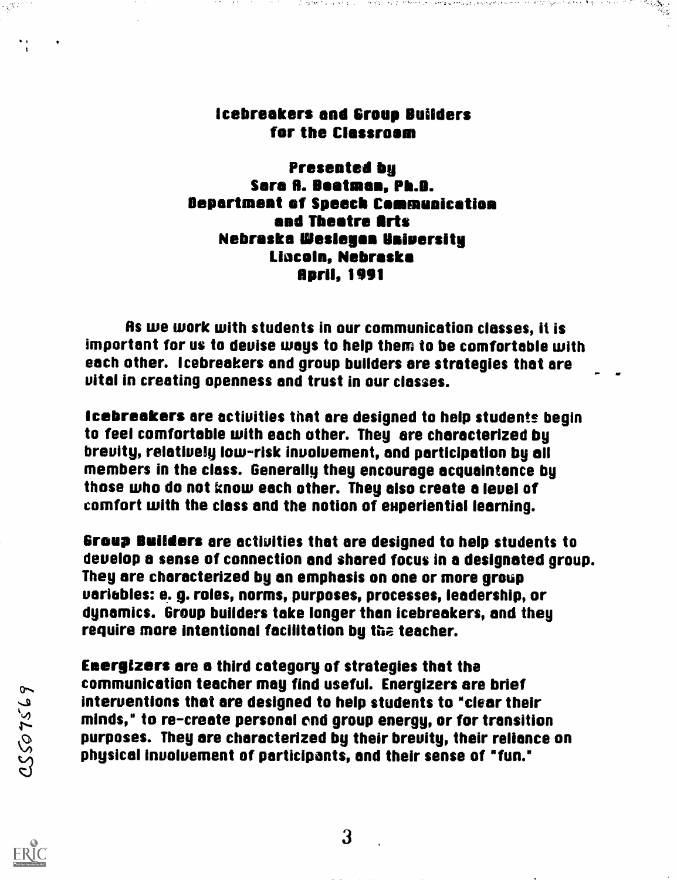# Icebreakers and Group Builders for the Classroom

**Presented by**
**Sara A. Boatman, Ph.D.**
**Department of Speech Communication and Theatre Arts**
**Nebraska Wesleyan University**
**Lincoln, Nebraska**
**April, 1991**

As we work with students in our communication classes, it is important for us to devise ways to help them to be comfortable with each other. Icebreakers and group builders are strategies that are vital in creating openness and trust in our classes.

**Icebreakers** are activities that are designed to help students begin to feel comfortable with each other. They are characterized by brevity, relatively low-risk involvement, and participation by all members in the class. Generally they encourage acquaintance by those who do not know each other. They also create a level of comfort with the class and the notion of experiential learning.

**Group Builders** are activities that are designed to help students to develop a sense of connection and shared focus in a designated group. They are characterized by an emphasis on one or more group variables: e. g. roles, norms, purposes, processes, leadership, or dynamics. Group builders take longer than icebreakers, and they require more intentional facilitation by the teacher.

**Energizers** are a third category of strategies that the communication teacher may find useful. Energizers are brief interventions that are designed to help students to "clear their minds," to re-create personal and group energy, or for transition purposes. They are characterized by their brevity, their reliance on physical involvement of participants, and their sense of "fun."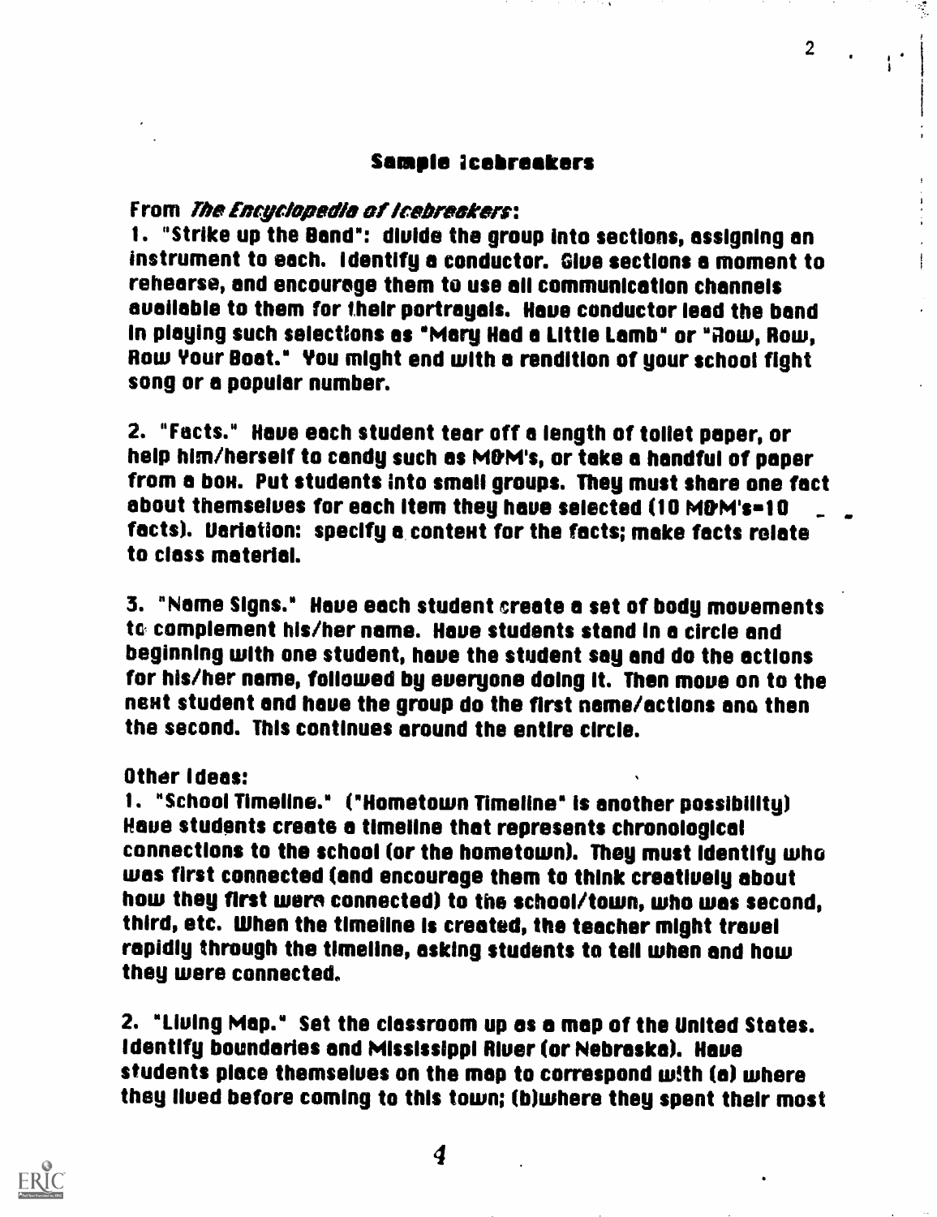## Sample Icebreakers

From *The Encyclopedia of Icebreakers*:

1. "Strike up the Band": divide the group into sections, assigning an instrument to each. Identify a conductor. Give sections a moment to rehearse, and encourage them to use all communication channels available to them for their portrayals. Have conductor lead the band in playing such selections as "Mary Had a Little Lamb" or "Row, Row, Row Your Boat." You might end with a rendition of your school fight song or a popular number.

2. "Facts." Have each student tear off a length of toilet paper, or help him/herself to candy such as M&M's, or take a handful of paper from a box. Put students into small groups. They must share one fact about themselves for each item they have selected (10 M&M's=10 facts). Variation: specify a context for the facts; make facts relate to class material.

3. "Name Signs." Have each student create a set of body movements to complement his/her name. Have students stand in a circle and beginning with one student, have the student say and do the actions for his/her name, followed by everyone doing it. Then move on to the next student and have the group do the first name/actions and then the second. This continues around the entire circle.

Other Ideas:

1. "School Timeline." ("Hometown Timeline" is another possibility) Have students create a timeline that represents chronological connections to the school (or the hometown). They must identify who was first connected (and encourage them to think creatively about how they first were connected) to the school/town, who was second, third, etc. When the timeline is created, the teacher might travel rapidly through the timeline, asking students to tell when and how they were connected.

2. "Living Map." Set the classroom up as a map of the United States. Identify boundaries and Mississippi River (or Nebraska). Have students place themselves on the map to correspond with (a) where they lived before coming to this town; (b)where they spent their most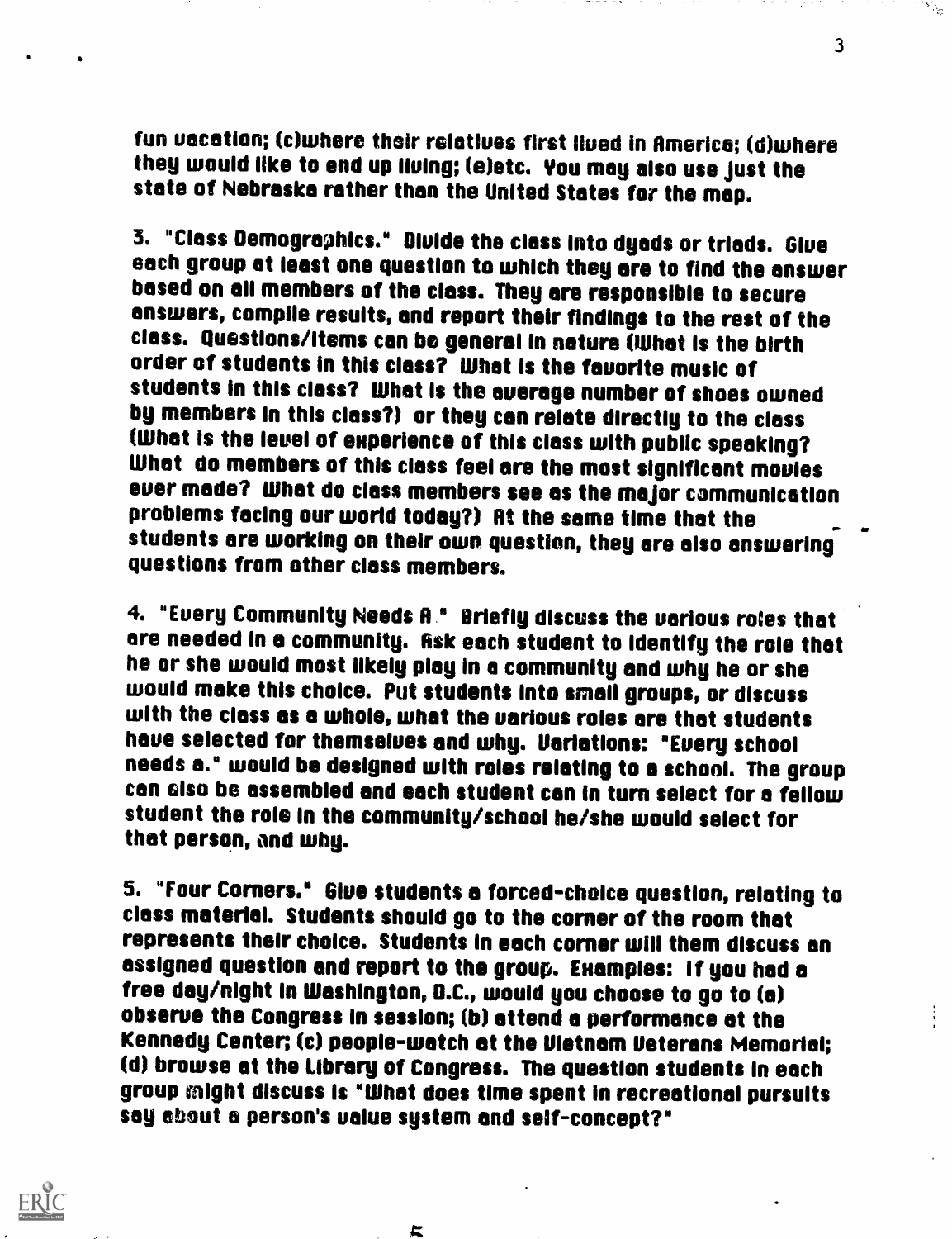fun vacation; (c)where their relatives first lived in America; (d)where they would like to end up living; (e)etc. You may also use just the state of Nebraska rather than the United States for the map.

3. "Class Demographics." Divide the class into dyads or triads. Give each group at least one question to which they are to find the answer based on all members of the class. They are responsible to secure answers, compile results, and report their findings to the rest of the class. Questions/items can be general in nature (What is the birth order of students in this class? What is the favorite music of students in this class? What is the average number of shoes owned by members in this class?) or they can relate directly to the class (What is the level of experience of this class with public speaking? What do members of this class feel are the most significant movies ever made? What do class members see as the major communication problems facing our world today?) At the same time that the students are working on their own question, they are also answering questions from other class members.

4. "Every Community Needs A." Briefly discuss the various roles that are needed in a community. Ask each student to identify the role that he or she would most likely play in a community and why he or she would make this choice. Put students into small groups, or discuss with the class as a whole, what the various roles are that students have selected for themselves and why. Variations: "Every school needs a." would be designed with roles relating to a school. The group can also be assembled and each student can in turn select for a fellow student the role in the community/school he/she would select for that person, and why.

5. "Four Corners." Give students a forced-choice question, relating to class material. Students should go to the corner of the room that represents their choice. Students in each corner will them discuss an assigned question and report to the group. Examples: If you had a free day/night in Washington, D.C., would you choose to go to (a) observe the Congress in session; (b) attend a performance at the Kennedy Center; (c) people-watch at the Vietnam Veterans Memorial; (d) browse at the Library of Congress. The question students in each group might discuss is "What does time spent in recreational pursuits say about a person's value system and self-concept?"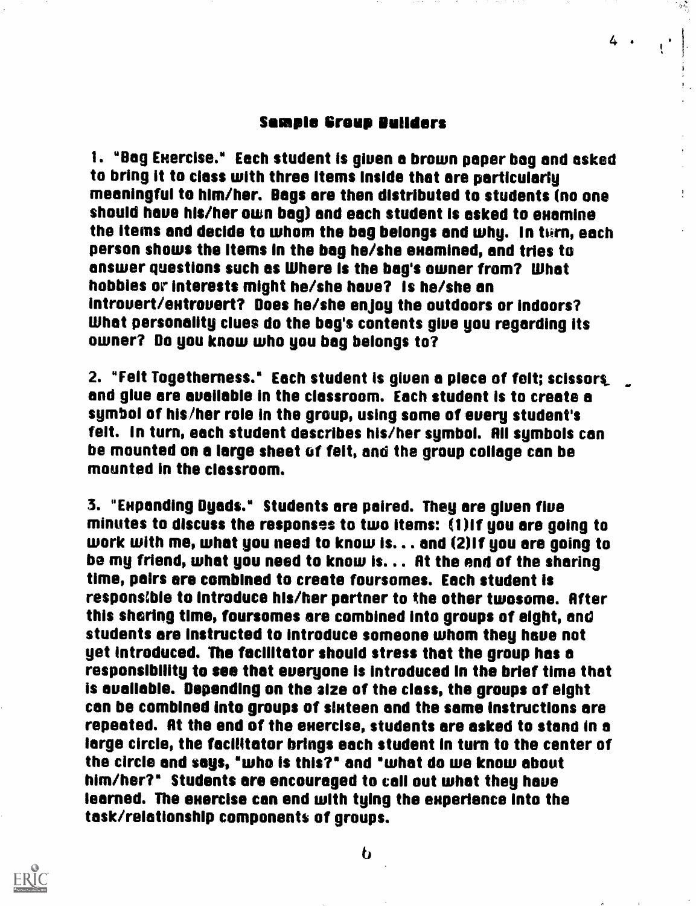## Sample Group Builders

1. "Bag Exercise." Each student is given a brown paper bag and asked to bring it to class with three items inside that are particularly meaningful to him/her. Bags are then distributed to students (no one should have his/her own bag) and each student is asked to examine the items and decide to whom the bag belongs and why. In turn, each person shows the items in the bag he/she examined, and tries to answer questions such as Where is the bag's owner from? What hobbies or interests might he/she have? Is he/she an introvert/extrovert? Does he/she enjoy the outdoors or indoors? What personality clues do the bag's contents give you regarding its owner? Do you know who you bag belongs to?

2. "Felt Togetherness." Each student is given a piece of felt; scissors and glue are available in the classroom. Each student is to create a symbol of his/her role in the group, using some of every student's felt. In turn, each student describes his/her symbol. All symbols can be mounted on a large sheet of felt, and the group collage can be mounted in the classroom.

3. "Expanding Dyads." Students are paired. They are given five minutes to discuss the responses to two items: (1)If you are going to work with me, what you need to know is... and (2)If you are going to be my friend, what you need to know is... At the end of the sharing time, pairs are combined to create foursomes. Each student is responsible to introduce his/her partner to the other twosome. After this sharing time, foursomes are combined into groups of eight, and students are instructed to introduce someone whom they have not yet introduced. The facilitator should stress that the group has a responsibility to see that everyone is introduced in the brief time that is available. Depending on the size of the class, the groups of eight can be combined into groups of sixteen and the same instructions are repeated. At the end of the exercise, students are asked to stand in a large circle, the facilitator brings each student in turn to the center of the circle and says, "who is this?" and "what do we know about him/her?" Students are encouraged to call out what they have learned. The exercise can end with tying the experience into the task/relationship components of groups.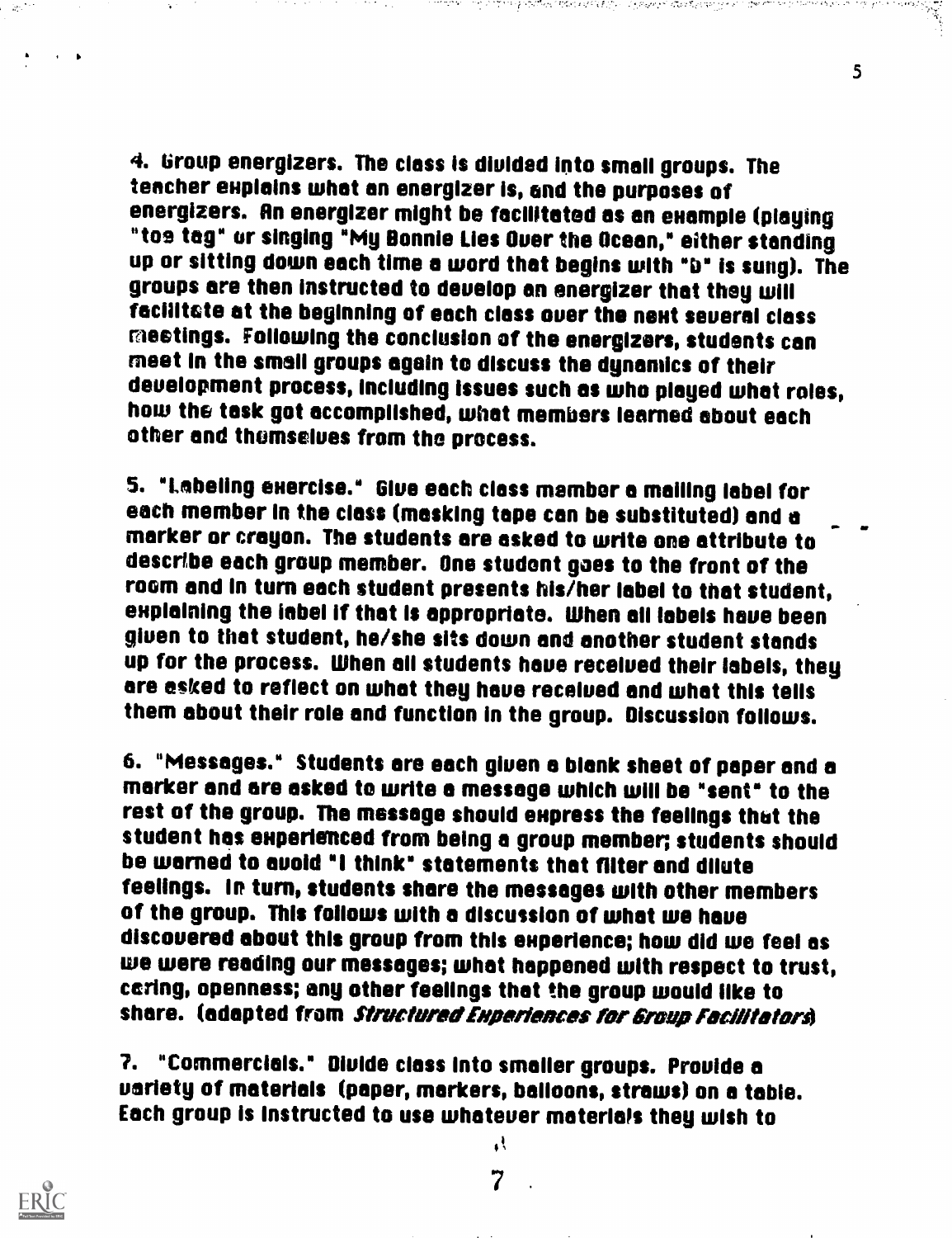4. Group energizers. The class is divided into small groups. The teacher explains what an energizer is, and the purposes of energizers. An energizer might be facilitated as an example (playing "toe tag" or singing "My Bonnie Lies Over the Ocean," either standing up or sitting down each time a word that begins with "b" is sung). The groups are then instructed to develop an energizer that they will facilitate at the beginning of each class over the next several class meetings. Following the conclusion of the energizers, students can meet in the small groups again to discuss the dynamics of their development process, including issues such as who played what roles, how the task got accomplished, what members learned about each other and themselves from the process.

5. "Labeling exercise." Give each class member a mailing label for each member in the class (masking tape can be substituted) and a marker or crayon. The students are asked to write one attribute to describe each group member. One student goes to the front of the room and in turn each student presents his/her label to that student, explaining the label if that is appropriate. When all labels have been given to that student, he/she sits down and another student stands up for the process. When all students have received their labels, they are asked to reflect on what they have received and what this tells them about their role and function in the group. Discussion follows.

6. "Messages." Students are each given a blank sheet of paper and a marker and are asked to write a message which will be "sent" to the rest of the group. The message should express the feelings that the student has experienced from being a group member; students should be warned to avoid "I think" statements that filter and dilute feelings. In turn, students share the messages with other members of the group. This follows with a discussion of what we have discovered about this group from this experience; how did we feel as we were reading our messages; what happened with respect to trust, caring, openness; any other feelings that the group would like to share. (adapted from *Structured Experiences for Group Facilitators*)

7. "Commercials." Divide class into smaller groups. Provide a variety of materials (paper, markers, balloons, straws) on a table. Each group is instructed to use whatever materials they wish to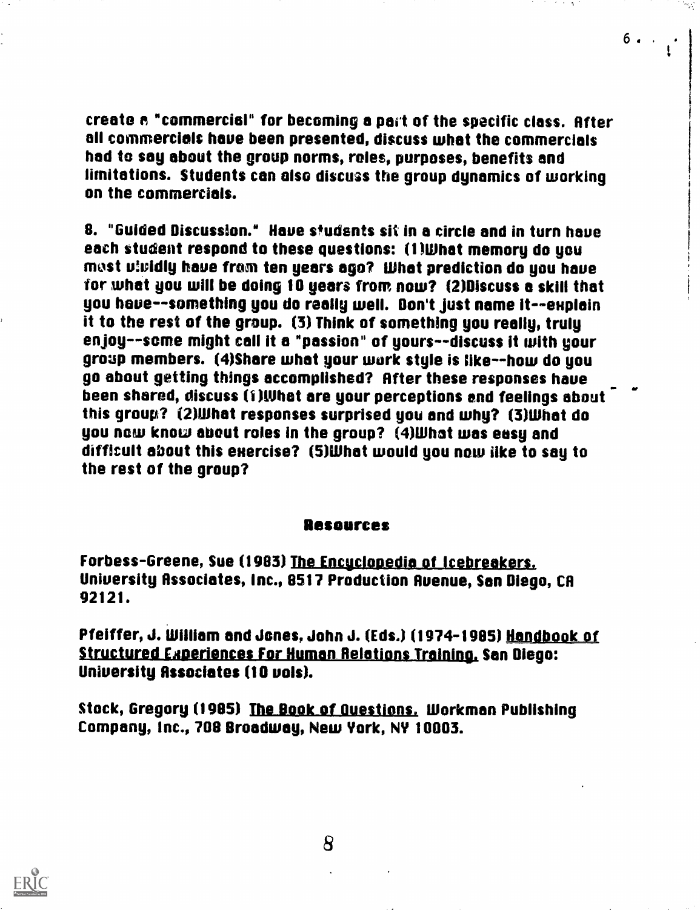create a "commercial" for becoming a part of the specific class. After all commercials have been presented, discuss what the commercials had to say about the group norms, roles, purposes, benefits and limitations. Students can also discuss the group dynamics of working on the commercials.

8. "Guided Discussion." Have students sit in a circle and in turn have each student respond to these questions: (1)What memory do you most vividly have from ten years ago? What prediction do you have for what you will be doing 10 years from now? (2)Discuss a skill that you have--something you do really well. Don't just name it--explain it to the rest of the group. (3) Think of something you really, truly enjoy--some might call it a "passion" of yours--discuss it with your group members. (4)Share what your work style is like--how do you go about getting things accomplished? After these responses have been shared, discuss (1)What are your perceptions and feelings about this group? (2)What responses surprised you and why? (3)What do you now know about roles in the group? (4)What was easy and difficult about this exercise? (5)What would you now like to say to the rest of the group?

## Resources

Forbess-Greene, Sue (1983) The Encyclopedia of Icebreakers. University Associates, Inc., 8517 Production Avenue, San Diego, CA 92121.

Pfeiffer, J. William and Jones, John J. (Eds.) (1974-1985) Handbook of Structured Experiences For Human Relations Training. San Diego: University Associates (10 vols).

Stock, Gregory (1985) The Book of Questions. Workman Publishing Company, Inc., 708 Broadway, New York, NY 10003.